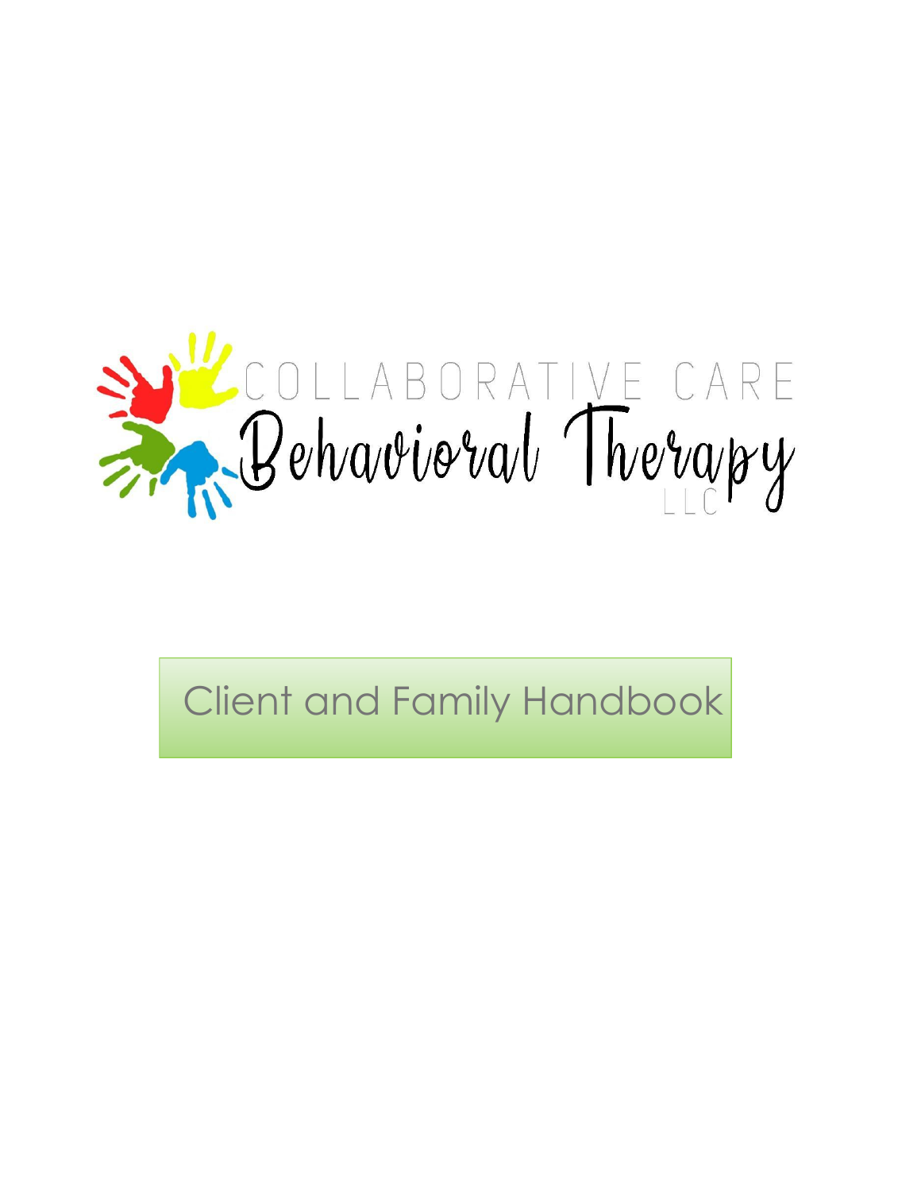# COLLABORATIVE CARE Behavioral Therapy LLC

## Client and Family Handbook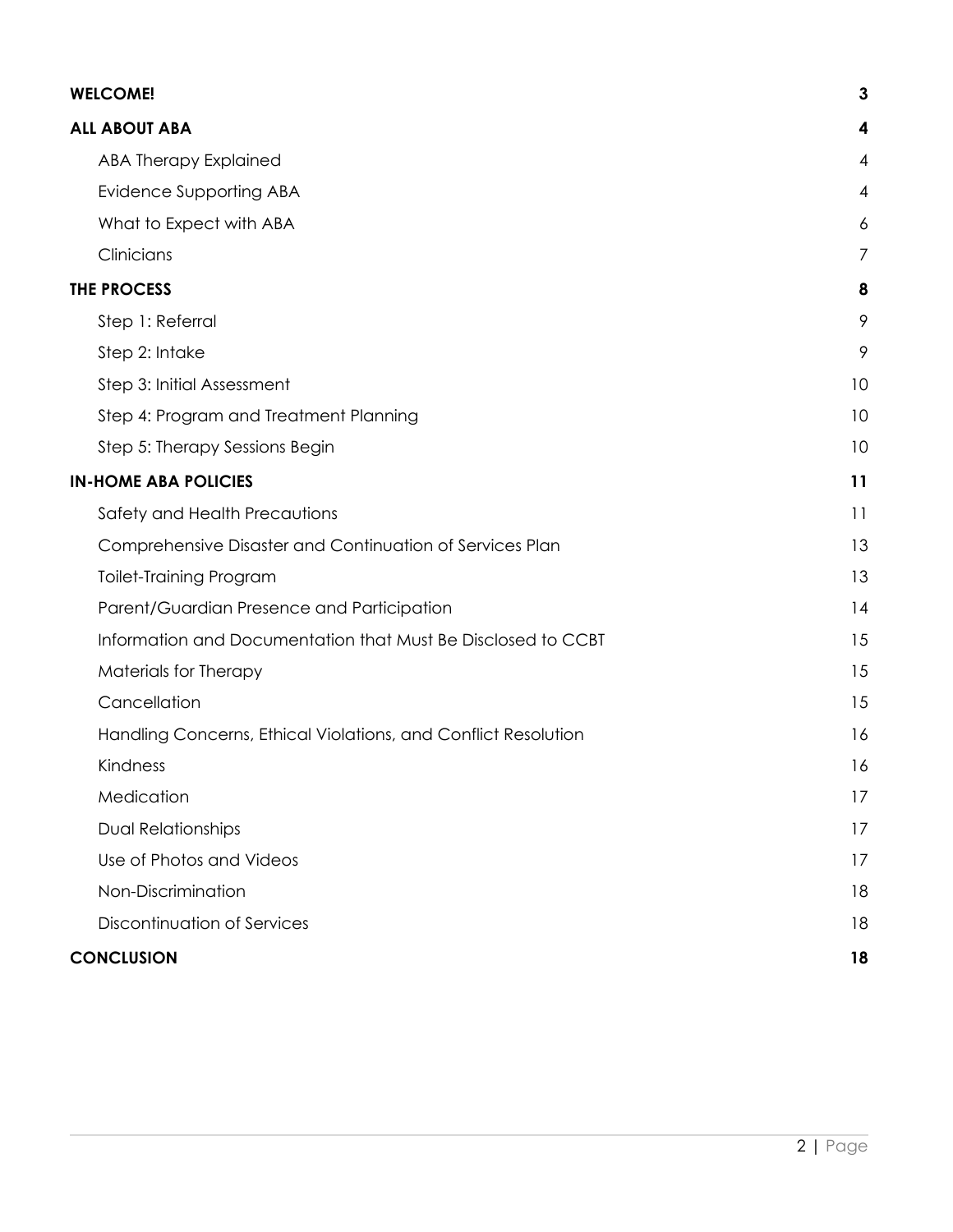| | |
|---|---|
| **WELCOME!** | **3** |
| **ALL ABOUT ABA** | **4** |
| ABA Therapy Explained | 4 |
| Evidence Supporting ABA | 4 |
| What to Expect with ABA | 6 |
| Clinicians | 7 |
| **THE PROCESS** | **8** |
| Step 1: Referral | 9 |
| Step 2: Intake | 9 |
| Step 3: Initial Assessment | 10 |
| Step 4: Program and Treatment Planning | 10 |
| Step 5: Therapy Sessions Begin | 10 |
| **IN-HOME ABA POLICIES** | **11** |
| Safety and Health Precautions | 11 |
| Comprehensive Disaster and Continuation of Services Plan | 13 |
| Toilet-Training Program | 13 |
| Parent/Guardian Presence and Participation | 14 |
| Information and Documentation that Must Be Disclosed to CCBT | 15 |
| Materials for Therapy | 15 |
| Cancellation | 15 |
| Handling Concerns, Ethical Violations, and Conflict Resolution | 16 |
| Kindness | 16 |
| Medication | 17 |
| Dual Relationships | 17 |
| Use of Photos and Videos | 17 |
| Non-Discrimination | 18 |
| Discontinuation of Services | 18 |
| **CONCLUSION** | **18** |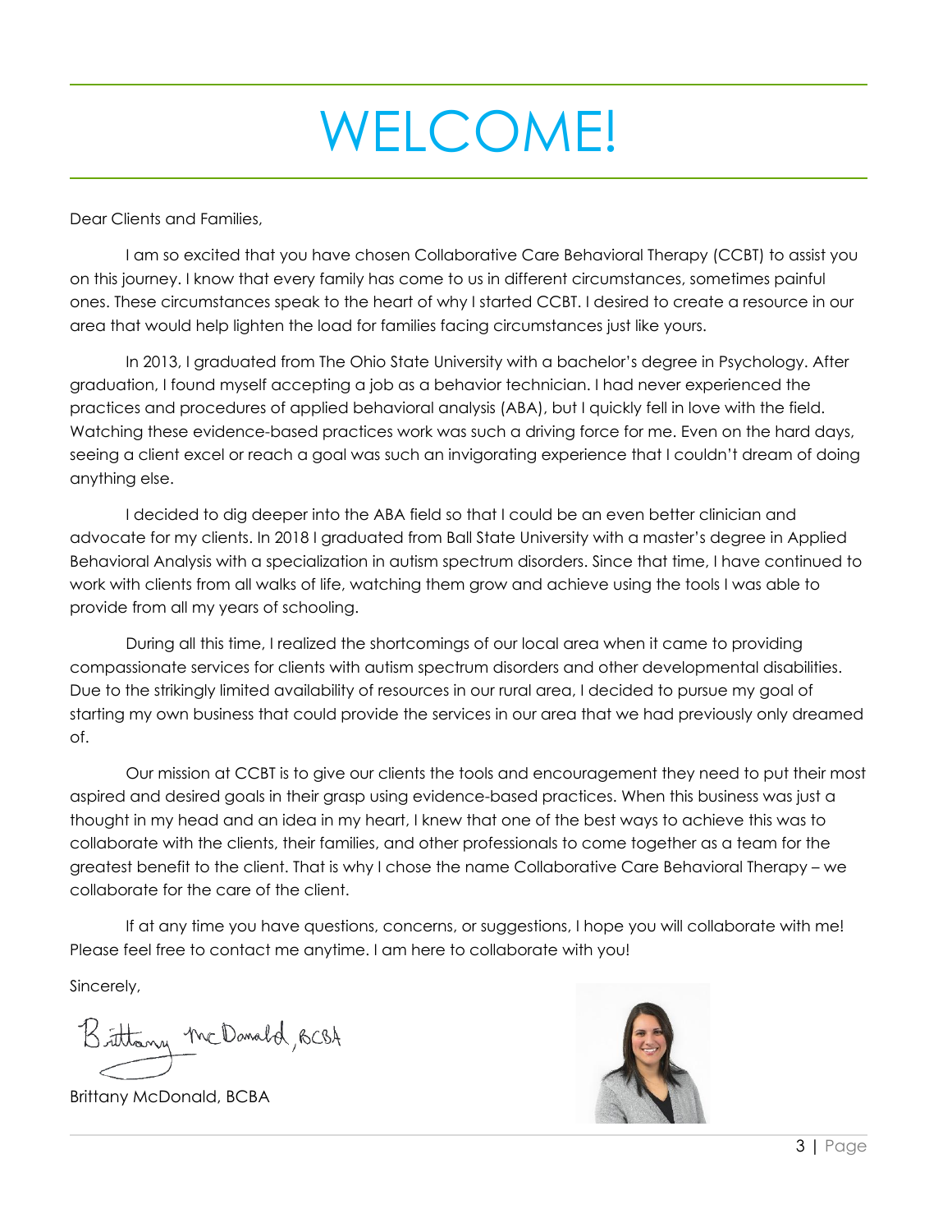# WELCOME!

Dear Clients and Families,

I am so excited that you have chosen Collaborative Care Behavioral Therapy (CCBT) to assist you on this journey. I know that every family has come to us in different circumstances, sometimes painful ones. These circumstances speak to the heart of why I started CCBT. I desired to create a resource in our area that would help lighten the load for families facing circumstances just like yours.

In 2013, I graduated from The Ohio State University with a bachelor's degree in Psychology. After graduation, I found myself accepting a job as a behavior technician. I had never experienced the practices and procedures of applied behavioral analysis (ABA), but I quickly fell in love with the field. Watching these evidence-based practices work was such a driving force for me. Even on the hard days, seeing a client excel or reach a goal was such an invigorating experience that I couldn't dream of doing anything else.

I decided to dig deeper into the ABA field so that I could be an even better clinician and advocate for my clients. In 2018 I graduated from Ball State University with a master's degree in Applied Behavioral Analysis with a specialization in autism spectrum disorders. Since that time, I have continued to work with clients from all walks of life, watching them grow and achieve using the tools I was able to provide from all my years of schooling.

During all this time, I realized the shortcomings of our local area when it came to providing compassionate services for clients with autism spectrum disorders and other developmental disabilities. Due to the strikingly limited availability of resources in our rural area, I decided to pursue my goal of starting my own business that could provide the services in our area that we had previously only dreamed of.

Our mission at CCBT is to give our clients the tools and encouragement they need to put their most aspired and desired goals in their grasp using evidence-based practices. When this business was just a thought in my head and an idea in my heart, I knew that one of the best ways to achieve this was to collaborate with the clients, their families, and other professionals to come together as a team for the greatest benefit to the client. That is why I chose the name Collaborative Care Behavioral Therapy – we collaborate for the care of the client.

If at any time you have questions, concerns, or suggestions, I hope you will collaborate with me! Please feel free to contact me anytime. I am here to collaborate with you!

Sincerely,

Brittany McDonald, BCBA

Brittany McDonald, BCBA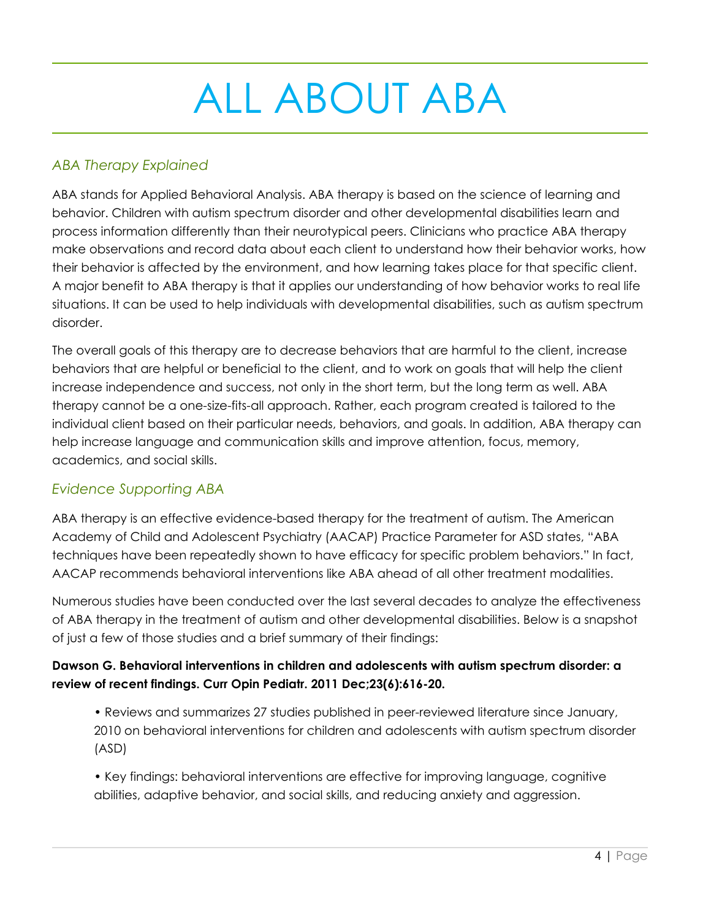# ALL ABOUT ABA

## *ABA Therapy Explained*

ABA stands for Applied Behavioral Analysis. ABA therapy is based on the science of learning and behavior. Children with autism spectrum disorder and other developmental disabilities learn and process information differently than their neurotypical peers. Clinicians who practice ABA therapy make observations and record data about each client to understand how their behavior works, how their behavior is affected by the environment, and how learning takes place for that specific client. A major benefit to ABA therapy is that it applies our understanding of how behavior works to real life situations. It can be used to help individuals with developmental disabilities, such as autism spectrum disorder.

The overall goals of this therapy are to decrease behaviors that are harmful to the client, increase behaviors that are helpful or beneficial to the client, and to work on goals that will help the client increase independence and success, not only in the short term, but the long term as well. ABA therapy cannot be a one-size-fits-all approach. Rather, each program created is tailored to the individual client based on their particular needs, behaviors, and goals. In addition, ABA therapy can help increase language and communication skills and improve attention, focus, memory, academics, and social skills.

## *Evidence Supporting ABA*

ABA therapy is an effective evidence-based therapy for the treatment of autism. The American Academy of Child and Adolescent Psychiatry (AACAP) Practice Parameter for ASD states, "ABA techniques have been repeatedly shown to have efficacy for specific problem behaviors." In fact, AACAP recommends behavioral interventions like ABA ahead of all other treatment modalities.

Numerous studies have been conducted over the last several decades to analyze the effectiveness of ABA therapy in the treatment of autism and other developmental disabilities. Below is a snapshot of just a few of those studies and a brief summary of their findings:

**Dawson G. Behavioral interventions in children and adolescents with autism spectrum disorder: a review of recent findings. Curr Opin Pediatr. 2011 Dec;23(6):616-20.**

- Reviews and summarizes 27 studies published in peer-reviewed literature since January, 2010 on behavioral interventions for children and adolescents with autism spectrum disorder (ASD)
- Key findings: behavioral interventions are effective for improving language, cognitive abilities, adaptive behavior, and social skills, and reducing anxiety and aggression.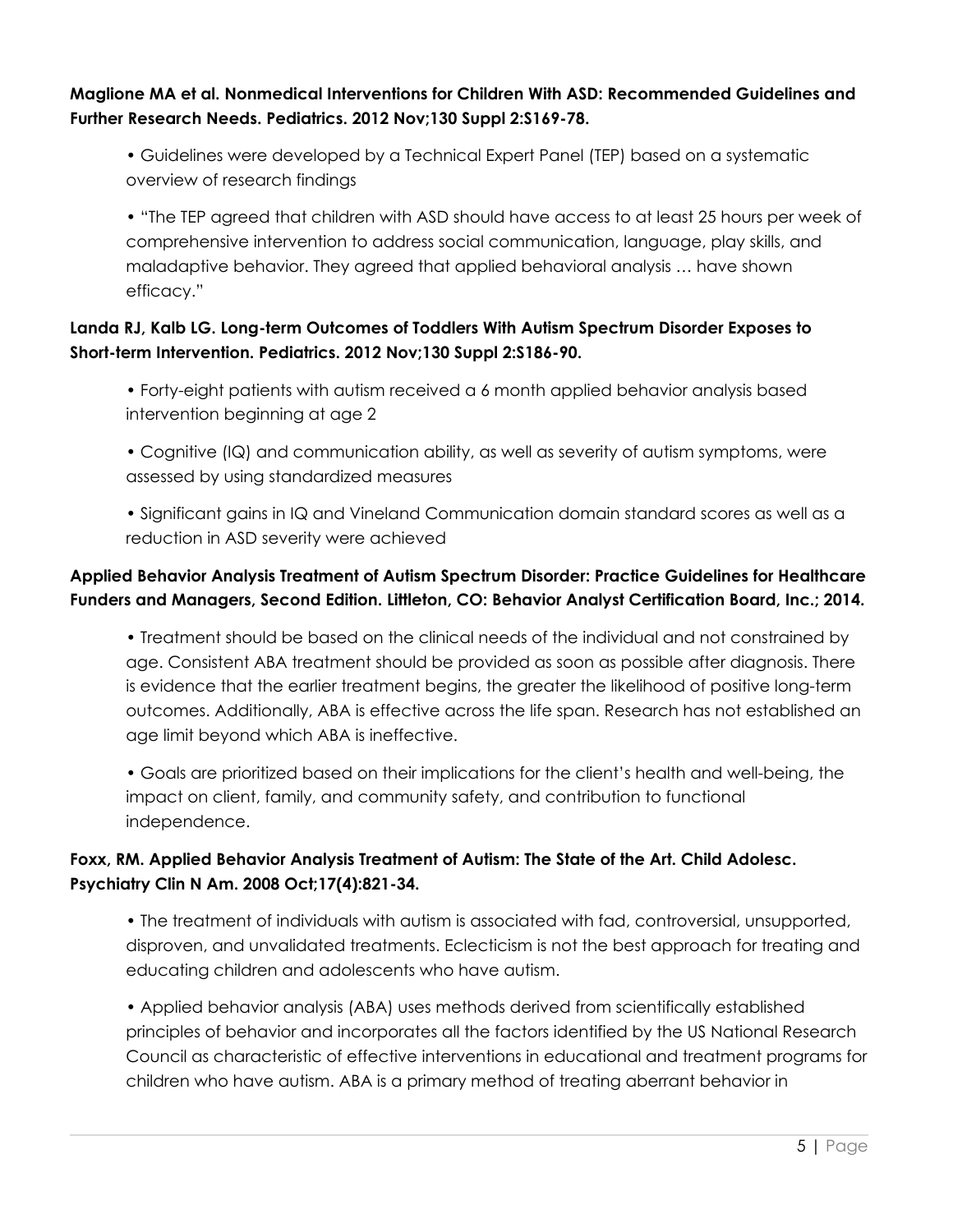**Maglione MA et al. Nonmedical Interventions for Children With ASD: Recommended Guidelines and Further Research Needs. Pediatrics. 2012 Nov;130 Suppl 2:S169-78.**

- Guidelines were developed by a Technical Expert Panel (TEP) based on a systematic overview of research findings
- "The TEP agreed that children with ASD should have access to at least 25 hours per week of comprehensive intervention to address social communication, language, play skills, and maladaptive behavior. They agreed that applied behavioral analysis … have shown efficacy."

**Landa RJ, Kalb LG. Long-term Outcomes of Toddlers With Autism Spectrum Disorder Exposes to Short-term Intervention. Pediatrics. 2012 Nov;130 Suppl 2:S186-90.**

- Forty-eight patients with autism received a 6 month applied behavior analysis based intervention beginning at age 2
- Cognitive (IQ) and communication ability, as well as severity of autism symptoms, were assessed by using standardized measures
- Significant gains in IQ and Vineland Communication domain standard scores as well as a reduction in ASD severity were achieved

**Applied Behavior Analysis Treatment of Autism Spectrum Disorder: Practice Guidelines for Healthcare Funders and Managers, Second Edition. Littleton, CO: Behavior Analyst Certification Board, Inc.; 2014.**

- Treatment should be based on the clinical needs of the individual and not constrained by age. Consistent ABA treatment should be provided as soon as possible after diagnosis. There is evidence that the earlier treatment begins, the greater the likelihood of positive long-term outcomes. Additionally, ABA is effective across the life span. Research has not established an age limit beyond which ABA is ineffective.
- Goals are prioritized based on their implications for the client's health and well-being, the impact on client, family, and community safety, and contribution to functional independence.

**Foxx, RM. Applied Behavior Analysis Treatment of Autism: The State of the Art. Child Adolesc. Psychiatry Clin N Am. 2008 Oct;17(4):821-34.**

- The treatment of individuals with autism is associated with fad, controversial, unsupported, disproven, and unvalidated treatments. Eclecticism is not the best approach for treating and educating children and adolescents who have autism.
- Applied behavior analysis (ABA) uses methods derived from scientifically established principles of behavior and incorporates all the factors identified by the US National Research Council as characteristic of effective interventions in educational and treatment programs for children who have autism. ABA is a primary method of treating aberrant behavior in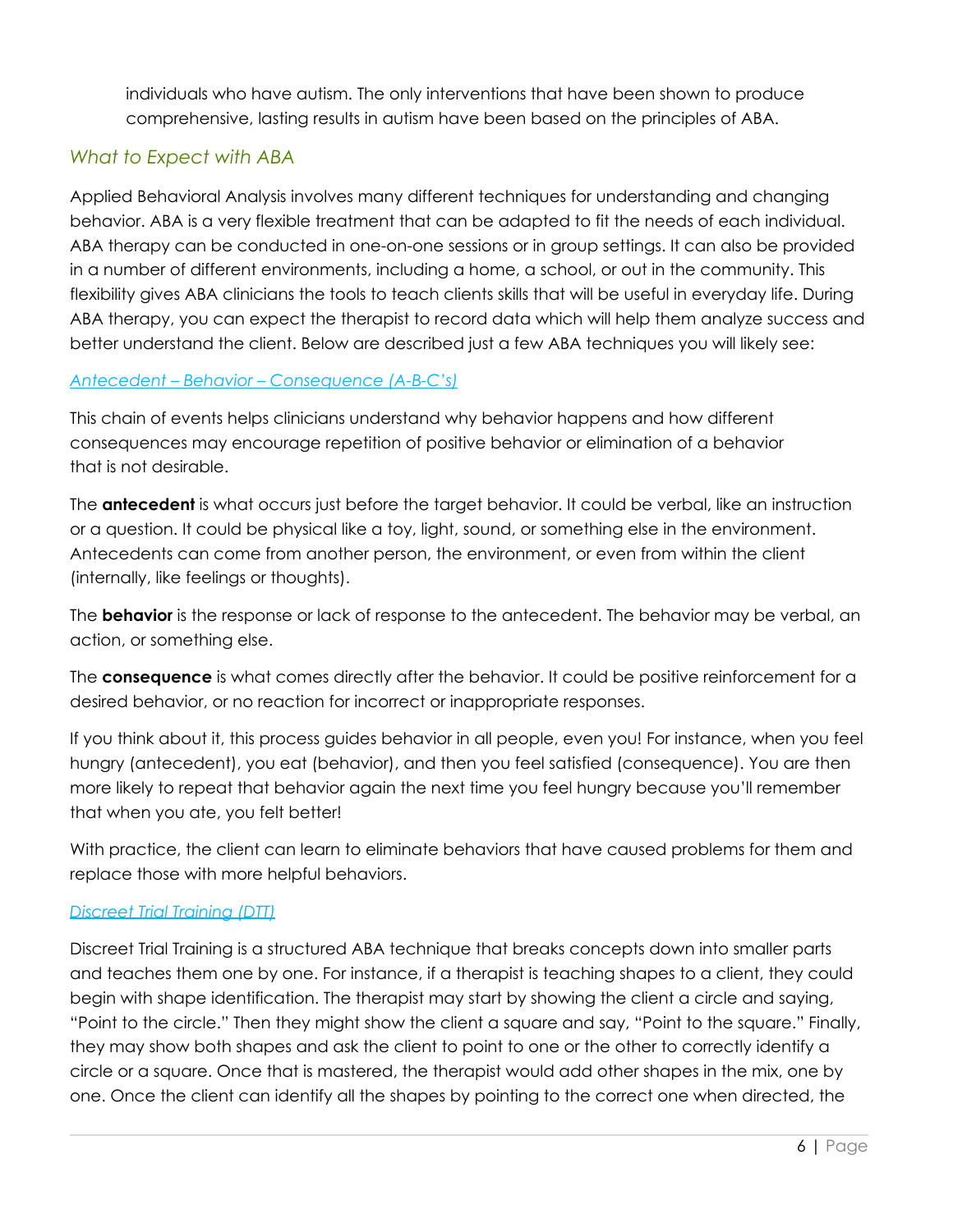individuals who have autism. The only interventions that have been shown to produce comprehensive, lasting results in autism have been based on the principles of ABA.

## *What to Expect with ABA*

Applied Behavioral Analysis involves many different techniques for understanding and changing behavior. ABA is a very flexible treatment that can be adapted to fit the needs of each individual. ABA therapy can be conducted in one-on-one sessions or in group settings. It can also be provided in a number of different environments, including a home, a school, or out in the community. This flexibility gives ABA clinicians the tools to teach clients skills that will be useful in everyday life. During ABA therapy, you can expect the therapist to record data which will help them analyze success and better understand the client. Below are described just a few ABA techniques you will likely see:

### *Antecedent – Behavior – Consequence (A-B-C's)*

This chain of events helps clinicians understand why behavior happens and how different consequences may encourage repetition of positive behavior or elimination of a behavior that is not desirable.

The **antecedent** is what occurs just before the target behavior. It could be verbal, like an instruction or a question. It could be physical like a toy, light, sound, or something else in the environment. Antecedents can come from another person, the environment, or even from within the client (internally, like feelings or thoughts).

The **behavior** is the response or lack of response to the antecedent. The behavior may be verbal, an action, or something else.

The **consequence** is what comes directly after the behavior. It could be positive reinforcement for a desired behavior, or no reaction for incorrect or inappropriate responses.

If you think about it, this process guides behavior in all people, even you! For instance, when you feel hungry (antecedent), you eat (behavior), and then you feel satisfied (consequence). You are then more likely to repeat that behavior again the next time you feel hungry because you'll remember that when you ate, you felt better!

With practice, the client can learn to eliminate behaviors that have caused problems for them and replace those with more helpful behaviors.

### *Discreet Trial Training (DTT)*

Discreet Trial Training is a structured ABA technique that breaks concepts down into smaller parts and teaches them one by one. For instance, if a therapist is teaching shapes to a client, they could begin with shape identification. The therapist may start by showing the client a circle and saying, "Point to the circle." Then they might show the client a square and say, "Point to the square." Finally, they may show both shapes and ask the client to point to one or the other to correctly identify a circle or a square. Once that is mastered, the therapist would add other shapes in the mix, one by one. Once the client can identify all the shapes by pointing to the correct one when directed, the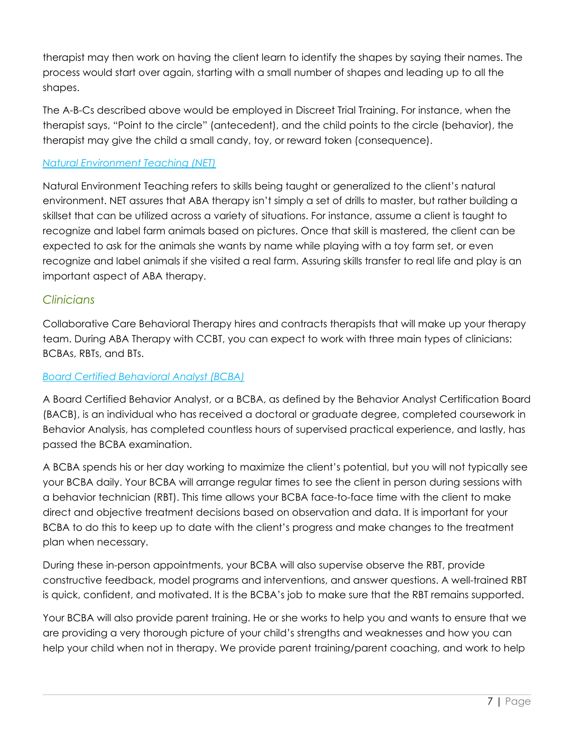therapist may then work on having the client learn to identify the shapes by saying their names. The process would start over again, starting with a small number of shapes and leading up to all the shapes.

The A-B-Cs described above would be employed in Discreet Trial Training. For instance, when the therapist says, "Point to the circle" (antecedent), and the child points to the circle (behavior), the therapist may give the child a small candy, toy, or reward token (consequence).

#### *Natural Environment Teaching (NET)*

Natural Environment Teaching refers to skills being taught or generalized to the client's natural environment. NET assures that ABA therapy isn't simply a set of drills to master, but rather building a skillset that can be utilized across a variety of situations. For instance, assume a client is taught to recognize and label farm animals based on pictures. Once that skill is mastered, the client can be expected to ask for the animals she wants by name while playing with a toy farm set, or even recognize and label animals if she visited a real farm. Assuring skills transfer to real life and play is an important aspect of ABA therapy.

### *Clinicians*

Collaborative Care Behavioral Therapy hires and contracts therapists that will make up your therapy team. During ABA Therapy with CCBT, you can expect to work with three main types of clinicians: BCBAs, RBTs, and BTs.

#### *Board Certified Behavioral Analyst (BCBA)*

A Board Certified Behavior Analyst, or a BCBA, as defined by the Behavior Analyst Certification Board (BACB), is an individual who has received a doctoral or graduate degree, completed coursework in Behavior Analysis, has completed countless hours of supervised practical experience, and lastly, has passed the BCBA examination.

A BCBA spends his or her day working to maximize the client's potential, but you will not typically see your BCBA daily. Your BCBA will arrange regular times to see the client in person during sessions with a behavior technician (RBT). This time allows your BCBA face-to-face time with the client to make direct and objective treatment decisions based on observation and data. It is important for your BCBA to do this to keep up to date with the client's progress and make changes to the treatment plan when necessary.

During these in-person appointments, your BCBA will also supervise observe the RBT, provide constructive feedback, model programs and interventions, and answer questions. A well-trained RBT is quick, confident, and motivated. It is the BCBA's job to make sure that the RBT remains supported.

Your BCBA will also provide parent training. He or she works to help you and wants to ensure that we are providing a very thorough picture of your child's strengths and weaknesses and how you can help your child when not in therapy. We provide parent training/parent coaching, and work to help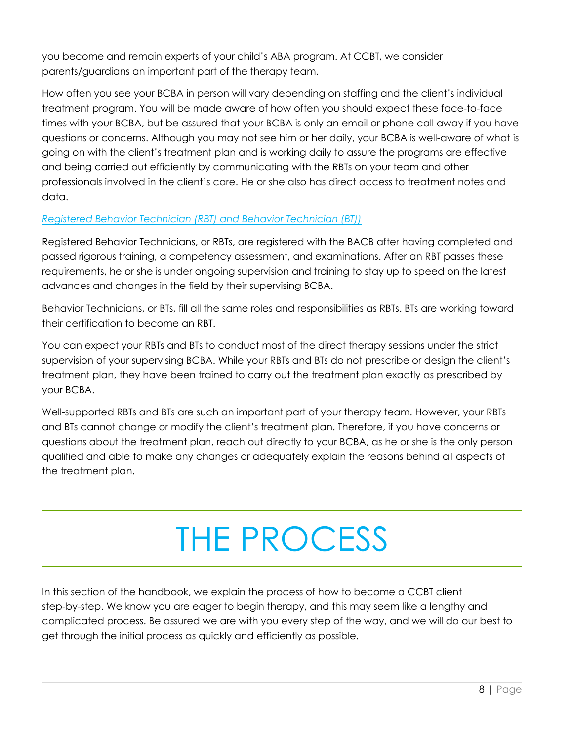you become and remain experts of your child's ABA program. At CCBT, we consider parents/guardians an important part of the therapy team.

How often you see your BCBA in person will vary depending on staffing and the client's individual treatment program. You will be made aware of how often you should expect these face-to-face times with your BCBA, but be assured that your BCBA is only an email or phone call away if you have questions or concerns. Although you may not see him or her daily, your BCBA is well-aware of what is going on with the client's treatment plan and is working daily to assure the programs are effective and being carried out efficiently by communicating with the RBTs on your team and other professionals involved in the client's care. He or she also has direct access to treatment notes and data.

### *Registered Behavior Technician (RBT) and Behavior Technician (BT))*

Registered Behavior Technicians, or RBTs, are registered with the BACB after having completed and passed rigorous training, a competency assessment, and examinations. After an RBT passes these requirements, he or she is under ongoing supervision and training to stay up to speed on the latest advances and changes in the field by their supervising BCBA.

Behavior Technicians, or BTs, fill all the same roles and responsibilities as RBTs. BTs are working toward their certification to become an RBT.

You can expect your RBTs and BTs to conduct most of the direct therapy sessions under the strict supervision of your supervising BCBA. While your RBTs and BTs do not prescribe or design the client's treatment plan, they have been trained to carry out the treatment plan exactly as prescribed by your BCBA.

Well-supported RBTs and BTs are such an important part of your therapy team. However, your RBTs and BTs cannot change or modify the client's treatment plan. Therefore, if you have concerns or questions about the treatment plan, reach out directly to your BCBA, as he or she is the only person qualified and able to make any changes or adequately explain the reasons behind all aspects of the treatment plan.

# THE PROCESS

In this section of the handbook, we explain the process of how to become a CCBT client step-by-step. We know you are eager to begin therapy, and this may seem like a lengthy and complicated process. Be assured we are with you every step of the way, and we will do our best to get through the initial process as quickly and efficiently as possible.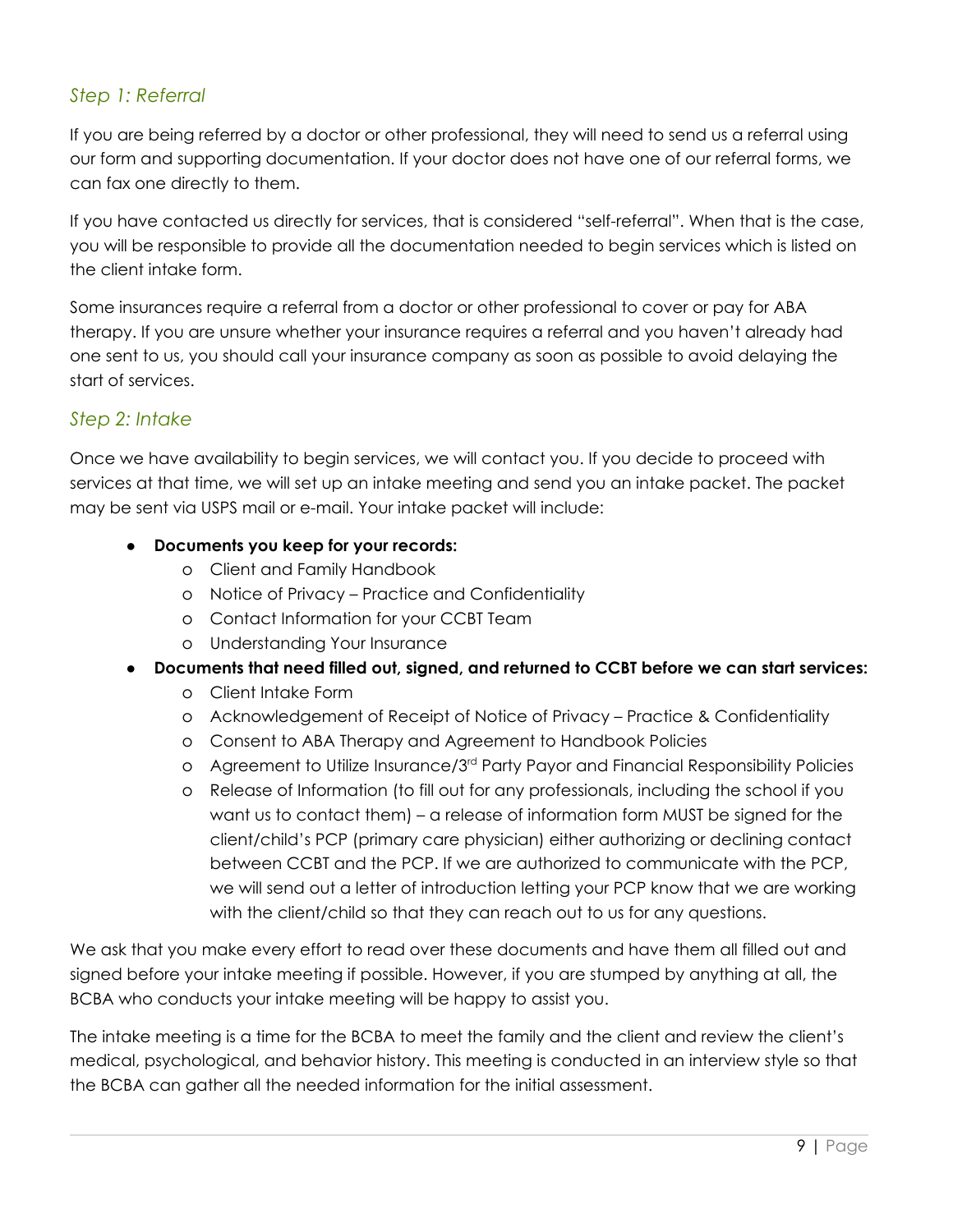### *Step 1: Referral*

If you are being referred by a doctor or other professional, they will need to send us a referral using our form and supporting documentation. If your doctor does not have one of our referral forms, we can fax one directly to them.

If you have contacted us directly for services, that is considered "self-referral". When that is the case, you will be responsible to provide all the documentation needed to begin services which is listed on the client intake form.

Some insurances require a referral from a doctor or other professional to cover or pay for ABA therapy. If you are unsure whether your insurance requires a referral and you haven't already had one sent to us, you should call your insurance company as soon as possible to avoid delaying the start of services.

### *Step 2: Intake*

Once we have availability to begin services, we will contact you. If you decide to proceed with services at that time, we will set up an intake meeting and send you an intake packet. The packet may be sent via USPS mail or e-mail. Your intake packet will include:

- **Documents you keep for your records:**
  - Client and Family Handbook
  - Notice of Privacy – Practice and Confidentiality
  - Contact Information for your CCBT Team
  - Understanding Your Insurance
- **Documents that need filled out, signed, and returned to CCBT before we can start services:**
  - Client Intake Form
  - Acknowledgement of Receipt of Notice of Privacy – Practice & Confidentiality
  - Consent to ABA Therapy and Agreement to Handbook Policies
  - Agreement to Utilize Insurance/3rd Party Payor and Financial Responsibility Policies
  - Release of Information (to fill out for any professionals, including the school if you want us to contact them) – a release of information form MUST be signed for the client/child's PCP (primary care physician) either authorizing or declining contact between CCBT and the PCP. If we are authorized to communicate with the PCP, we will send out a letter of introduction letting your PCP know that we are working with the client/child so that they can reach out to us for any questions.

We ask that you make every effort to read over these documents and have them all filled out and signed before your intake meeting if possible. However, if you are stumped by anything at all, the BCBA who conducts your intake meeting will be happy to assist you.

The intake meeting is a time for the BCBA to meet the family and the client and review the client's medical, psychological, and behavior history. This meeting is conducted in an interview style so that the BCBA can gather all the needed information for the initial assessment.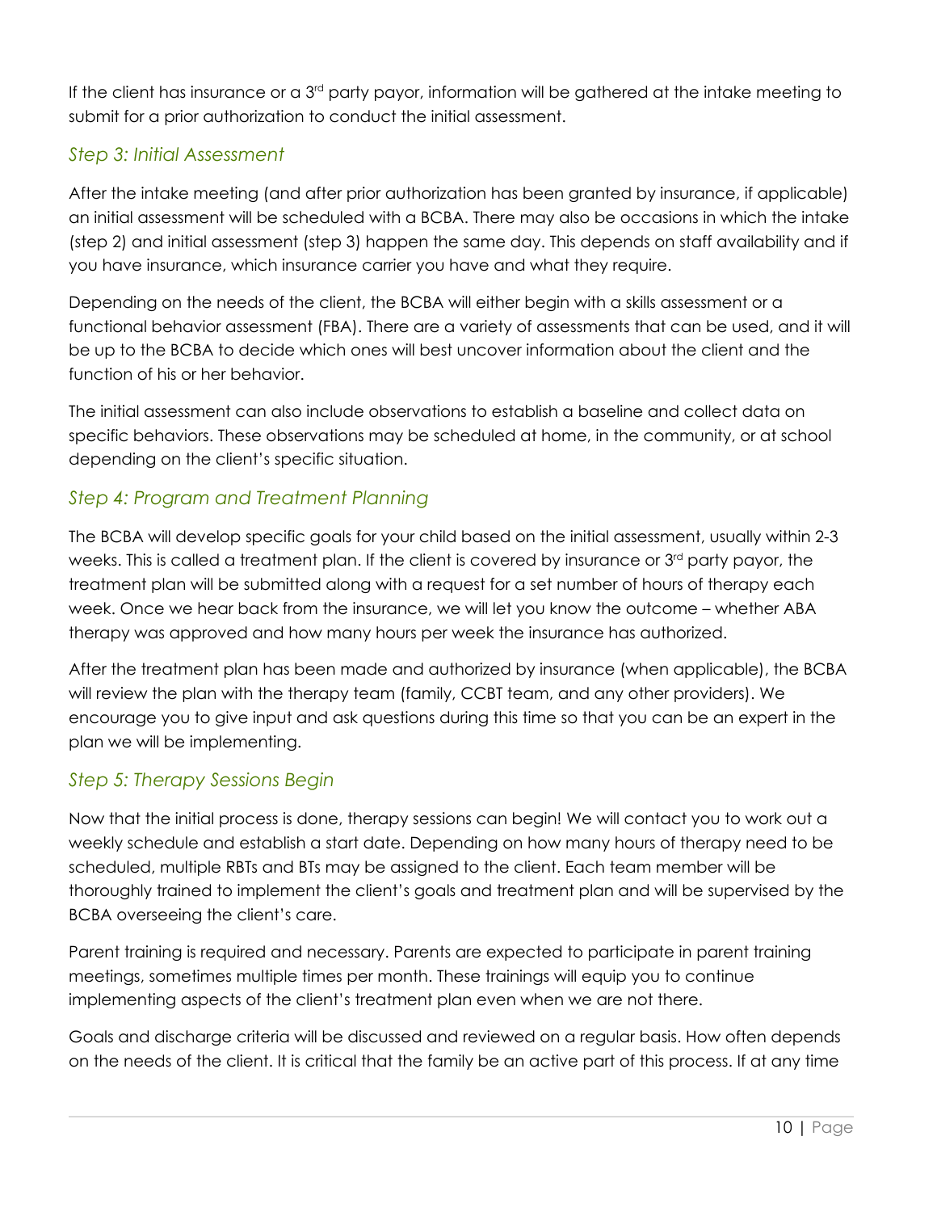If the client has insurance or a 3rd party payor, information will be gathered at the intake meeting to submit for a prior authorization to conduct the initial assessment.

### *Step 3: Initial Assessment*

After the intake meeting (and after prior authorization has been granted by insurance, if applicable) an initial assessment will be scheduled with a BCBA. There may also be occasions in which the intake (step 2) and initial assessment (step 3) happen the same day. This depends on staff availability and if you have insurance, which insurance carrier you have and what they require.

Depending on the needs of the client, the BCBA will either begin with a skills assessment or a functional behavior assessment (FBA). There are a variety of assessments that can be used, and it will be up to the BCBA to decide which ones will best uncover information about the client and the function of his or her behavior.

The initial assessment can also include observations to establish a baseline and collect data on specific behaviors. These observations may be scheduled at home, in the community, or at school depending on the client's specific situation.

### *Step 4: Program and Treatment Planning*

The BCBA will develop specific goals for your child based on the initial assessment, usually within 2-3 weeks. This is called a treatment plan. If the client is covered by insurance or 3rd party payor, the treatment plan will be submitted along with a request for a set number of hours of therapy each week. Once we hear back from the insurance, we will let you know the outcome – whether ABA therapy was approved and how many hours per week the insurance has authorized.

After the treatment plan has been made and authorized by insurance (when applicable), the BCBA will review the plan with the therapy team (family, CCBT team, and any other providers). We encourage you to give input and ask questions during this time so that you can be an expert in the plan we will be implementing.

### *Step 5: Therapy Sessions Begin*

Now that the initial process is done, therapy sessions can begin! We will contact you to work out a weekly schedule and establish a start date. Depending on how many hours of therapy need to be scheduled, multiple RBTs and BTs may be assigned to the client. Each team member will be thoroughly trained to implement the client's goals and treatment plan and will be supervised by the BCBA overseeing the client's care.

Parent training is required and necessary. Parents are expected to participate in parent training meetings, sometimes multiple times per month. These trainings will equip you to continue implementing aspects of the client's treatment plan even when we are not there.

Goals and discharge criteria will be discussed and reviewed on a regular basis. How often depends on the needs of the client. It is critical that the family be an active part of this process. If at any time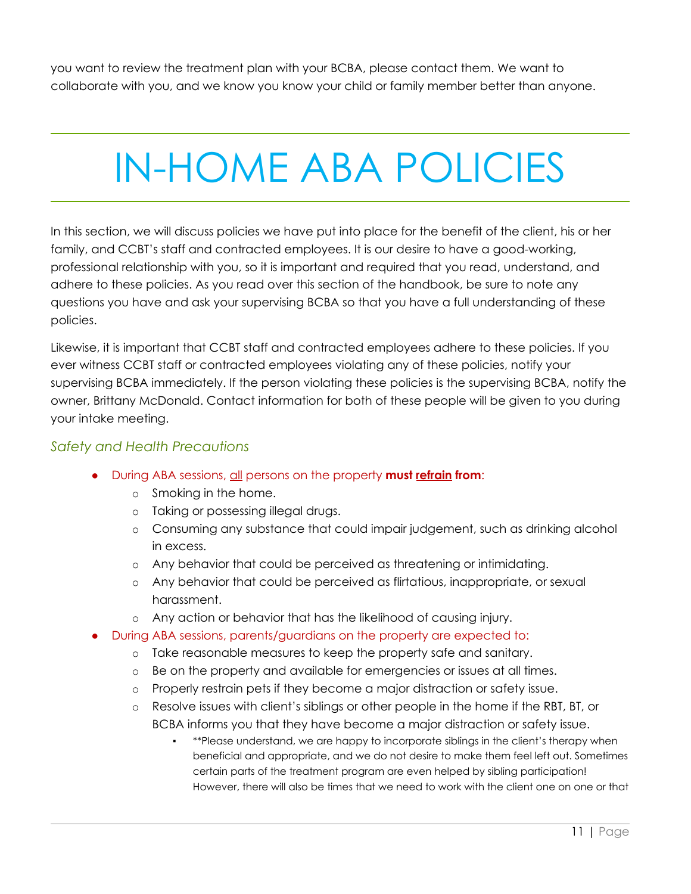you want to review the treatment plan with your BCBA, please contact them. We want to collaborate with you, and we know you know your child or family member better than anyone.

# IN-HOME ABA POLICIES

In this section, we will discuss policies we have put into place for the benefit of the client, his or her family, and CCBT's staff and contracted employees. It is our desire to have a good-working, professional relationship with you, so it is important and required that you read, understand, and adhere to these policies. As you read over this section of the handbook, be sure to note any questions you have and ask your supervising BCBA so that you have a full understanding of these policies.

Likewise, it is important that CCBT staff and contracted employees adhere to these policies. If you ever witness CCBT staff or contracted employees violating any of these policies, notify your supervising BCBA immediately. If the person violating these policies is the supervising BCBA, notify the owner, Brittany McDonald. Contact information for both of these people will be given to you during your intake meeting.

### *Safety and Health Precautions*

- During ABA sessions, <u>all</u> persons on the property **must <u>refrain</u> from**:
  - Smoking in the home.
  - Taking or possessing illegal drugs.
  - Consuming any substance that could impair judgement, such as drinking alcohol in excess.
  - Any behavior that could be perceived as threatening or intimidating.
  - Any behavior that could be perceived as flirtatious, inappropriate, or sexual harassment.
  - Any action or behavior that has the likelihood of causing injury.
- During ABA sessions, parents/guardians on the property are expected to:
  - Take reasonable measures to keep the property safe and sanitary.
  - Be on the property and available for emergencies or issues at all times.
  - Properly restrain pets if they become a major distraction or safety issue.
  - Resolve issues with client's siblings or other people in the home if the RBT, BT, or BCBA informs you that they have become a major distraction or safety issue.
    - **Please understand, we are happy to incorporate siblings in the client's therapy when beneficial and appropriate, and we do not desire to make them feel left out. Sometimes certain parts of the treatment program are even helped by sibling participation! However, there will also be times that we need to work with the client one on one or that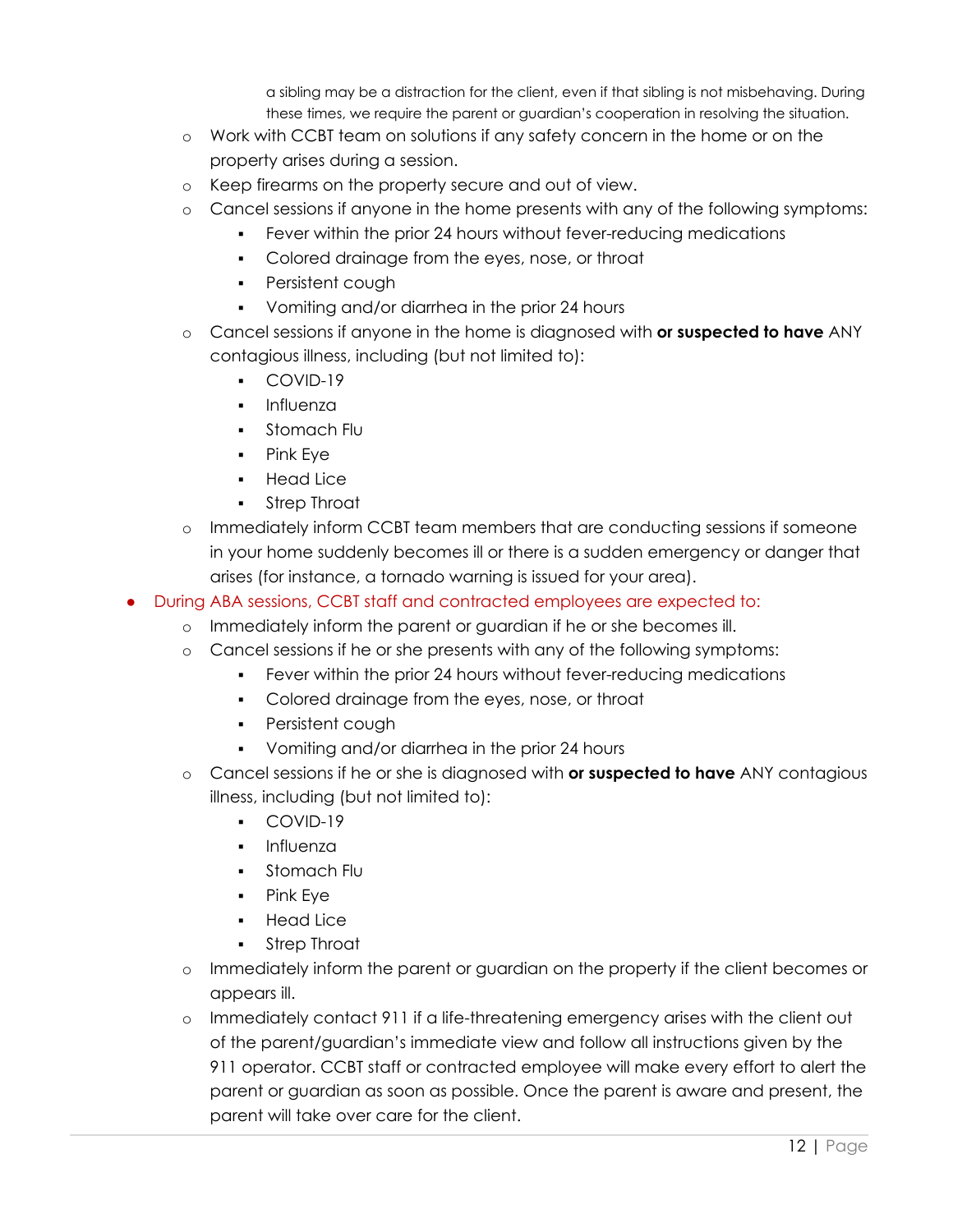a sibling may be a distraction for the client, even if that sibling is not misbehaving. During these times, we require the parent or guardian's cooperation in resolving the situation.

- Work with CCBT team on solutions if any safety concern in the home or on the property arises during a session.
- Keep firearms on the property secure and out of view.
- Cancel sessions if anyone in the home presents with any of the following symptoms:
  - Fever within the prior 24 hours without fever-reducing medications
  - Colored drainage from the eyes, nose, or throat
  - Persistent cough
  - Vomiting and/or diarrhea in the prior 24 hours
- Cancel sessions if anyone in the home is diagnosed with **or suspected to have** ANY contagious illness, including (but not limited to):
  - COVID-19
  - Influenza
  - Stomach Flu
  - Pink Eye
  - Head Lice
  - Strep Throat
- Immediately inform CCBT team members that are conducting sessions if someone in your home suddenly becomes ill or there is a sudden emergency or danger that arises (for instance, a tornado warning is issued for your area).

- During ABA sessions, CCBT staff and contracted employees are expected to:
  - Immediately inform the parent or guardian if he or she becomes ill.
  - Cancel sessions if he or she presents with any of the following symptoms:
    - Fever within the prior 24 hours without fever-reducing medications
    - Colored drainage from the eyes, nose, or throat
    - Persistent cough
    - Vomiting and/or diarrhea in the prior 24 hours
  - Cancel sessions if he or she is diagnosed with **or suspected to have** ANY contagious illness, including (but not limited to):
    - COVID-19
    - Influenza
    - Stomach Flu
    - Pink Eye
    - Head Lice
    - Strep Throat
  - Immediately inform the parent or guardian on the property if the client becomes or appears ill.
  - Immediately contact 911 if a life-threatening emergency arises with the client out of the parent/guardian's immediate view and follow all instructions given by the 911 operator. CCBT staff or contracted employee will make every effort to alert the parent or guardian as soon as possible. Once the parent is aware and present, the parent will take over care for the client.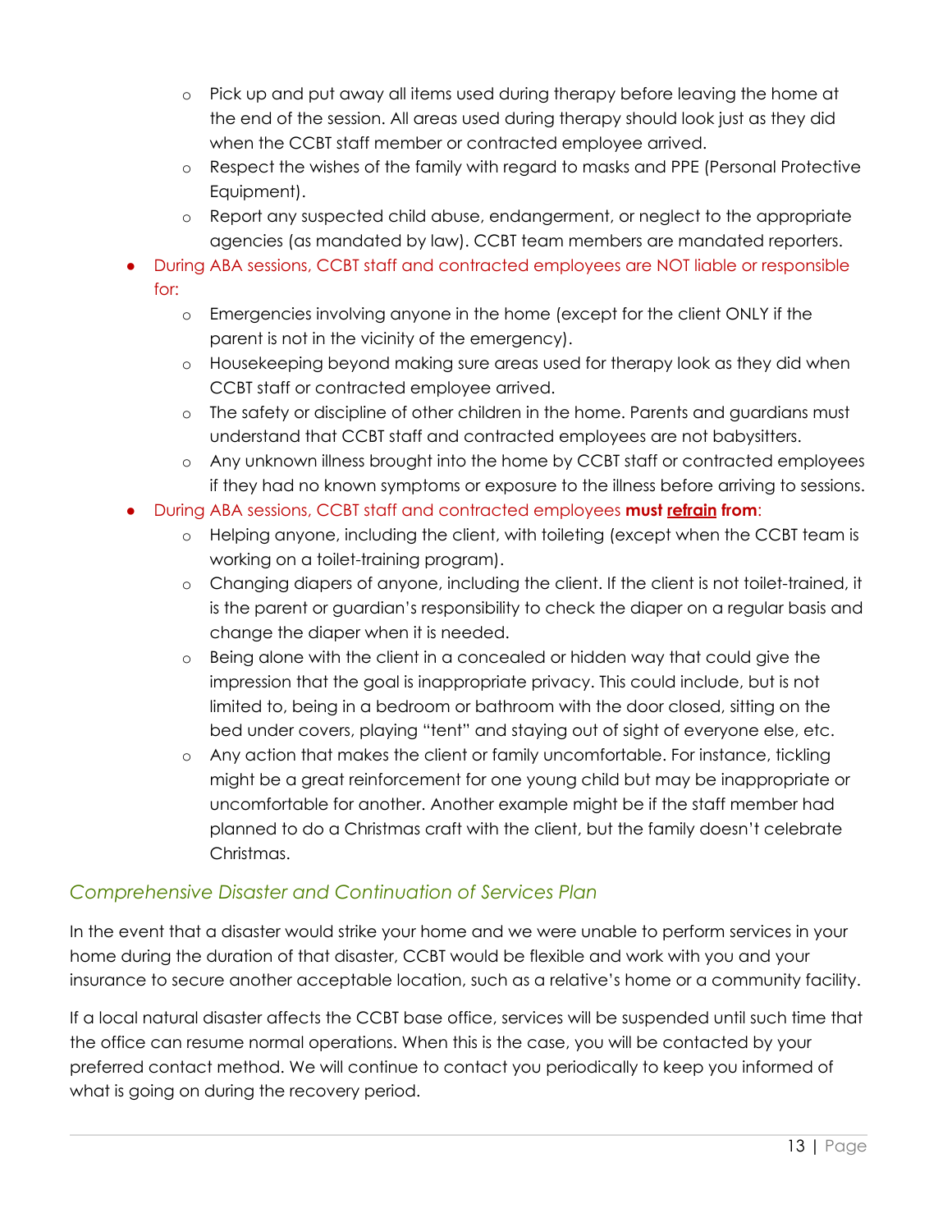- Pick up and put away all items used during therapy before leaving the home at the end of the session. All areas used during therapy should look just as they did when the CCBT staff member or contracted employee arrived.
    - Respect the wishes of the family with regard to masks and PPE (Personal Protective Equipment).
    - Report any suspected child abuse, endangerment, or neglect to the appropriate agencies (as mandated by law). CCBT team members are mandated reporters.
- During ABA sessions, CCBT staff and contracted employees are NOT liable or responsible for:
    - Emergencies involving anyone in the home (except for the client ONLY if the parent is not in the vicinity of the emergency).
    - Housekeeping beyond making sure areas used for therapy look as they did when CCBT staff or contracted employee arrived.
    - The safety or discipline of other children in the home. Parents and guardians must understand that CCBT staff and contracted employees are not babysitters.
    - Any unknown illness brought into the home by CCBT staff or contracted employees if they had no known symptoms or exposure to the illness before arriving to sessions.
- During ABA sessions, CCBT staff and contracted employees **must refrain from**:
    - Helping anyone, including the client, with toileting (except when the CCBT team is working on a toilet-training program).
    - Changing diapers of anyone, including the client. If the client is not toilet-trained, it is the parent or guardian's responsibility to check the diaper on a regular basis and change the diaper when it is needed.
    - Being alone with the client in a concealed or hidden way that could give the impression that the goal is inappropriate privacy. This could include, but is not limited to, being in a bedroom or bathroom with the door closed, sitting on the bed under covers, playing "tent" and staying out of sight of everyone else, etc.
    - Any action that makes the client or family uncomfortable. For instance, tickling might be a great reinforcement for one young child but may be inappropriate or uncomfortable for another. Another example might be if the staff member had planned to do a Christmas craft with the client, but the family doesn't celebrate Christmas.

## *Comprehensive Disaster and Continuation of Services Plan*

In the event that a disaster would strike your home and we were unable to perform services in your home during the duration of that disaster, CCBT would be flexible and work with you and your insurance to secure another acceptable location, such as a relative's home or a community facility.

If a local natural disaster affects the CCBT base office, services will be suspended until such time that the office can resume normal operations. When this is the case, you will be contacted by your preferred contact method. We will continue to contact you periodically to keep you informed of what is going on during the recovery period.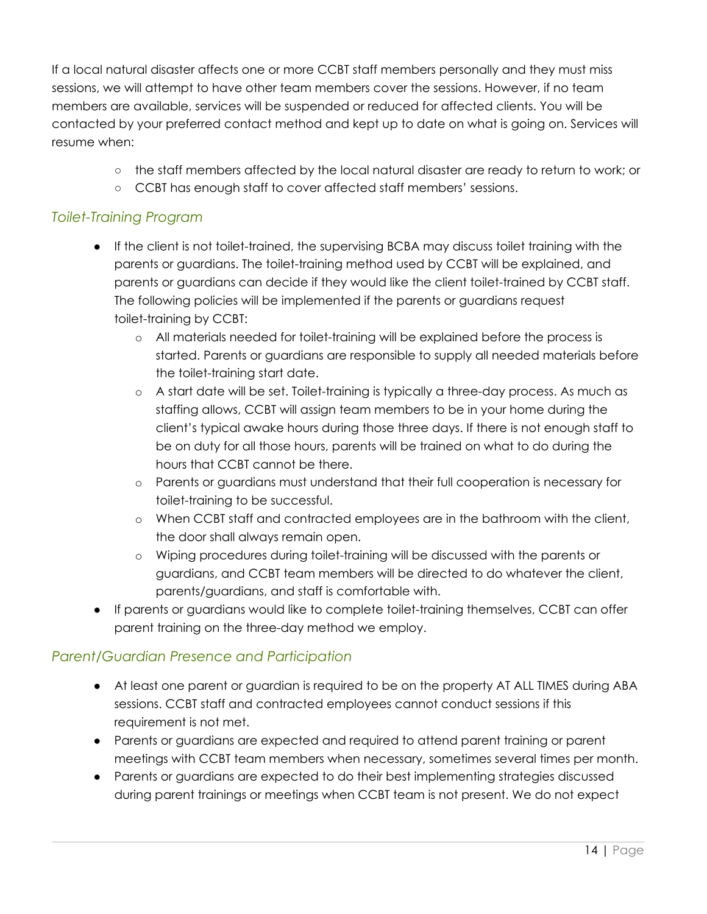If a local natural disaster affects one or more CCBT staff members personally and they must miss sessions, we will attempt to have other team members cover the sessions. However, if no team members are available, services will be suspended or reduced for affected clients. You will be contacted by your preferred contact method and kept up to date on what is going on. Services will resume when:

- the staff members affected by the local natural disaster are ready to return to work; or
- CCBT has enough staff to cover affected staff members' sessions.

### *Toilet-Training Program*

- If the client is not toilet-trained, the supervising BCBA may discuss toilet training with the parents or guardians. The toilet-training method used by CCBT will be explained, and parents or guardians can decide if they would like the client toilet-trained by CCBT staff. The following policies will be implemented if the parents or guardians request toilet-training by CCBT:
  - All materials needed for toilet-training will be explained before the process is started. Parents or guardians are responsible to supply all needed materials before the toilet-training start date.
  - A start date will be set. Toilet-training is typically a three-day process. As much as staffing allows, CCBT will assign team members to be in your home during the client's typical awake hours during those three days. If there is not enough staff to be on duty for all those hours, parents will be trained on what to do during the hours that CCBT cannot be there.
  - Parents or guardians must understand that their full cooperation is necessary for toilet-training to be successful.
  - When CCBT staff and contracted employees are in the bathroom with the client, the door shall always remain open.
  - Wiping procedures during toilet-training will be discussed with the parents or guardians, and CCBT team members will be directed to do whatever the client, parents/guardians, and staff is comfortable with.
- If parents or guardians would like to complete toilet-training themselves, CCBT can offer parent training on the three-day method we employ.

### *Parent/Guardian Presence and Participation*

- At least one parent or guardian is required to be on the property AT ALL TIMES during ABA sessions. CCBT staff and contracted employees cannot conduct sessions if this requirement is not met.
- Parents or guardians are expected and required to attend parent training or parent meetings with CCBT team members when necessary, sometimes several times per month.
- Parents or guardians are expected to do their best implementing strategies discussed during parent trainings or meetings when CCBT team is not present. We do not expect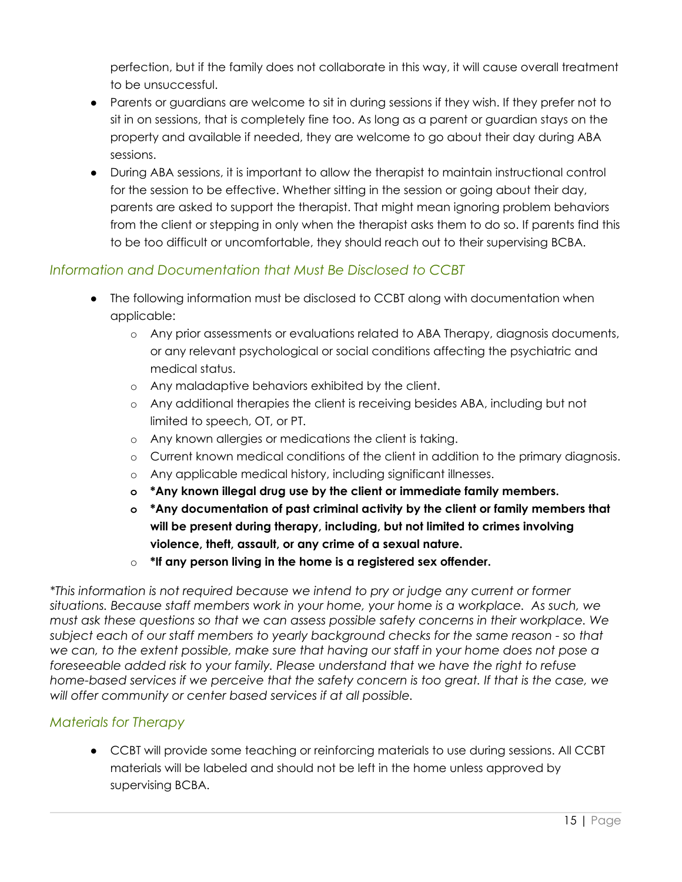perfection, but if the family does not collaborate in this way, it will cause overall treatment to be unsuccessful.

- Parents or guardians are welcome to sit in during sessions if they wish. If they prefer not to sit in on sessions, that is completely fine too. As long as a parent or guardian stays on the property and available if needed, they are welcome to go about their day during ABA sessions.
- During ABA sessions, it is important to allow the therapist to maintain instructional control for the session to be effective. Whether sitting in the session or going about their day, parents are asked to support the therapist. That might mean ignoring problem behaviors from the client or stepping in only when the therapist asks them to do so. If parents find this to be too difficult or uncomfortable, they should reach out to their supervising BCBA.

## *Information and Documentation that Must Be Disclosed to CCBT*

- The following information must be disclosed to CCBT along with documentation when applicable:
  - Any prior assessments or evaluations related to ABA Therapy, diagnosis documents, or any relevant psychological or social conditions affecting the psychiatric and medical status.
  - Any maladaptive behaviors exhibited by the client.
  - Any additional therapies the client is receiving besides ABA, including but not limited to speech, OT, or PT.
  - Any known allergies or medications the client is taking.
  - Current known medical conditions of the client in addition to the primary diagnosis.
  - Any applicable medical history, including significant illnesses.
  - **\*Any known illegal drug use by the client or immediate family members.**
  - **\*Any documentation of past criminal activity by the client or family members that will be present during therapy, including, but not limited to crimes involving violence, theft, assault, or any crime of a sexual nature.**
  - **\*If any person living in the home is a registered sex offender.**

*\*This information is not required because we intend to pry or judge any current or former situations. Because staff members work in your home, your home is a workplace. As such, we must ask these questions so that we can assess possible safety concerns in their workplace. We subject each of our staff members to yearly background checks for the same reason - so that we can, to the extent possible, make sure that having our staff in your home does not pose a foreseeable added risk to your family. Please understand that we have the right to refuse home-based services if we perceive that the safety concern is too great. If that is the case, we will offer community or center based services if at all possible.*

## *Materials for Therapy*

- CCBT will provide some teaching or reinforcing materials to use during sessions. All CCBT materials will be labeled and should not be left in the home unless approved by supervising BCBA.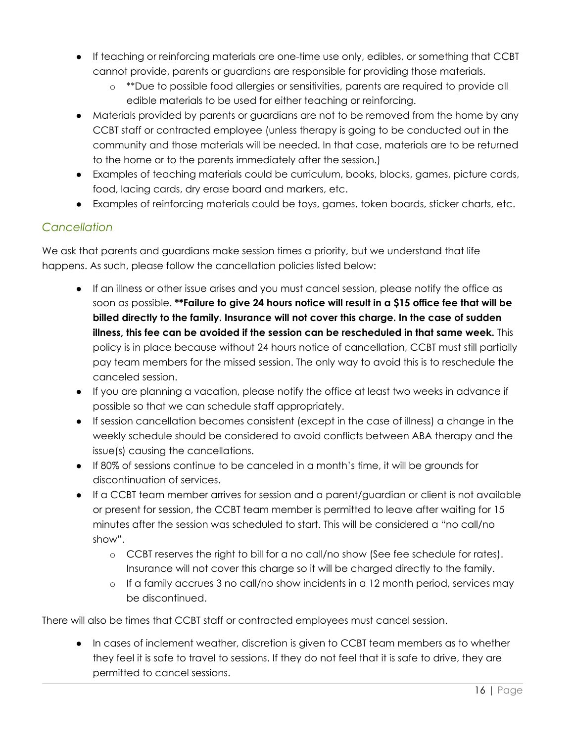- If teaching or reinforcing materials are one-time use only, edibles, or something that CCBT cannot provide, parents or guardians are responsible for providing those materials.
    - **Due to possible food allergies or sensitivities, parents are required to provide all edible materials to be used for either teaching or reinforcing.
- Materials provided by parents or guardians are not to be removed from the home by any CCBT staff or contracted employee (unless therapy is going to be conducted out in the community and those materials will be needed. In that case, materials are to be returned to the home or to the parents immediately after the session.)
- Examples of teaching materials could be curriculum, books, blocks, games, picture cards, food, lacing cards, dry erase board and markers, etc.
- Examples of reinforcing materials could be toys, games, token boards, sticker charts, etc.

## *Cancellation*

We ask that parents and guardians make session times a priority, but we understand that life happens. As such, please follow the cancellation policies listed below:

- If an illness or other issue arises and you must cancel session, please notify the office as soon as possible. **\*\*Failure to give 24 hours notice will result in a $15 office fee that will be billed directly to the family. Insurance will not cover this charge. In the case of sudden illness, this fee can be avoided if the session can be rescheduled in that same week.** This policy is in place because without 24 hours notice of cancellation, CCBT must still partially pay team members for the missed session. The only way to avoid this is to reschedule the canceled session.
- If you are planning a vacation, please notify the office at least two weeks in advance if possible so that we can schedule staff appropriately.
- If session cancellation becomes consistent (except in the case of illness) a change in the weekly schedule should be considered to avoid conflicts between ABA therapy and the issue(s) causing the cancellations.
- If 80% of sessions continue to be canceled in a month's time, it will be grounds for discontinuation of services.
- If a CCBT team member arrives for session and a parent/guardian or client is not available or present for session, the CCBT team member is permitted to leave after waiting for 15 minutes after the session was scheduled to start. This will be considered a "no call/no show".
    - CCBT reserves the right to bill for a no call/no show (See fee schedule for rates). Insurance will not cover this charge so it will be charged directly to the family.
    - If a family accrues 3 no call/no show incidents in a 12 month period, services may be discontinued.

There will also be times that CCBT staff or contracted employees must cancel session.

- In cases of inclement weather, discretion is given to CCBT team members as to whether they feel it is safe to travel to sessions. If they do not feel that it is safe to drive, they are permitted to cancel sessions.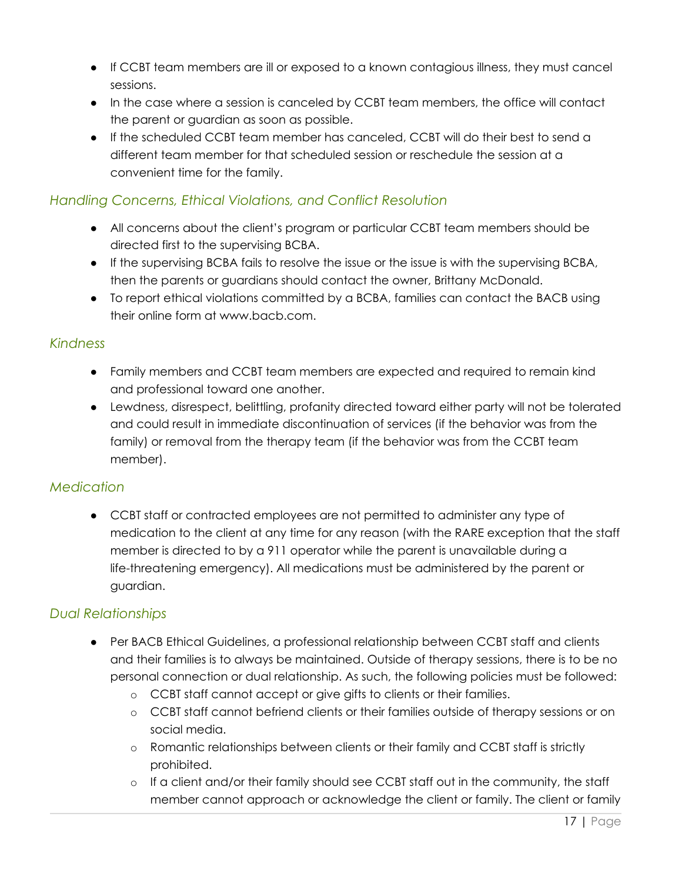- If CCBT team members are ill or exposed to a known contagious illness, they must cancel sessions.
- In the case where a session is canceled by CCBT team members, the office will contact the parent or guardian as soon as possible.
- If the scheduled CCBT team member has canceled, CCBT will do their best to send a different team member for that scheduled session or reschedule the session at a convenient time for the family.

### *Handling Concerns, Ethical Violations, and Conflict Resolution*

- All concerns about the client's program or particular CCBT team members should be directed first to the supervising BCBA.
- If the supervising BCBA fails to resolve the issue or the issue is with the supervising BCBA, then the parents or guardians should contact the owner, Brittany McDonald.
- To report ethical violations committed by a BCBA, families can contact the BACB using their online form at www.bacb.com.

### *Kindness*

- Family members and CCBT team members are expected and required to remain kind and professional toward one another.
- Lewdness, disrespect, belittling, profanity directed toward either party will not be tolerated and could result in immediate discontinuation of services (if the behavior was from the family) or removal from the therapy team (if the behavior was from the CCBT team member).

### *Medication*

- CCBT staff or contracted employees are not permitted to administer any type of medication to the client at any time for any reason (with the RARE exception that the staff member is directed to by a 911 operator while the parent is unavailable during a life-threatening emergency). All medications must be administered by the parent or guardian.

### *Dual Relationships*

- Per BACB Ethical Guidelines, a professional relationship between CCBT staff and clients and their families is to always be maintained. Outside of therapy sessions, there is to be no personal connection or dual relationship. As such, the following policies must be followed:
    - CCBT staff cannot accept or give gifts to clients or their families.
    - CCBT staff cannot befriend clients or their families outside of therapy sessions or on social media.
    - Romantic relationships between clients or their family and CCBT staff is strictly prohibited.
    - If a client and/or their family should see CCBT staff out in the community, the staff member cannot approach or acknowledge the client or family. The client or family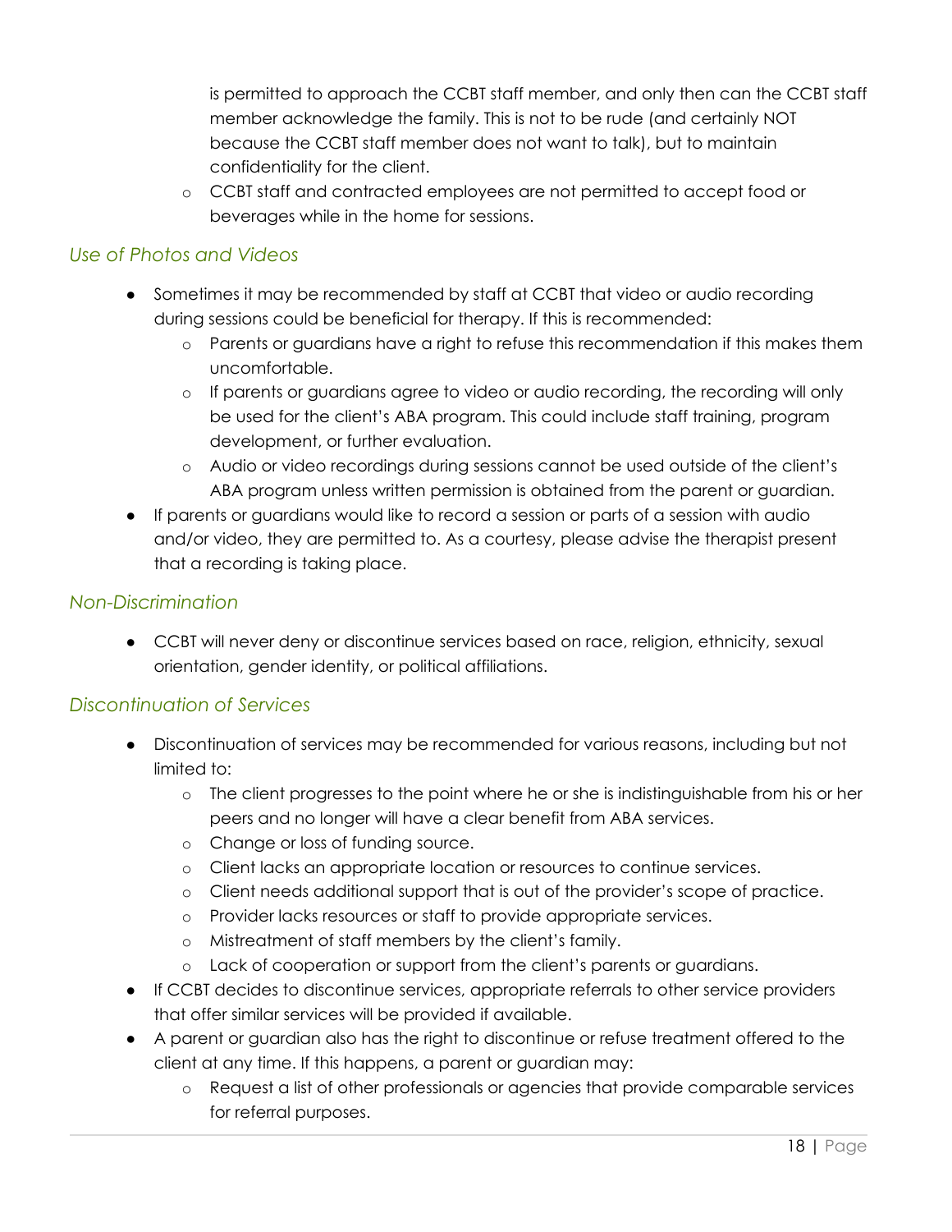is permitted to approach the CCBT staff member, and only then can the CCBT staff member acknowledge the family. This is not to be rude (and certainly NOT because the CCBT staff member does not want to talk), but to maintain confidentiality for the client.
  - CCBT staff and contracted employees are not permitted to accept food or beverages while in the home for sessions.

### *Use of Photos and Videos*

- Sometimes it may be recommended by staff at CCBT that video or audio recording during sessions could be beneficial for therapy. If this is recommended:
  - Parents or guardians have a right to refuse this recommendation if this makes them uncomfortable.
  - If parents or guardians agree to video or audio recording, the recording will only be used for the client's ABA program. This could include staff training, program development, or further evaluation.
  - Audio or video recordings during sessions cannot be used outside of the client's ABA program unless written permission is obtained from the parent or guardian.
- If parents or guardians would like to record a session or parts of a session with audio and/or video, they are permitted to. As a courtesy, please advise the therapist present that a recording is taking place.

### *Non-Discrimination*

- CCBT will never deny or discontinue services based on race, religion, ethnicity, sexual orientation, gender identity, or political affiliations.

### *Discontinuation of Services*

- Discontinuation of services may be recommended for various reasons, including but not limited to:
  - The client progresses to the point where he or she is indistinguishable from his or her peers and no longer will have a clear benefit from ABA services.
  - Change or loss of funding source.
  - Client lacks an appropriate location or resources to continue services.
  - Client needs additional support that is out of the provider's scope of practice.
  - Provider lacks resources or staff to provide appropriate services.
  - Mistreatment of staff members by the client's family.
  - Lack of cooperation or support from the client's parents or guardians.
- If CCBT decides to discontinue services, appropriate referrals to other service providers that offer similar services will be provided if available.
- A parent or guardian also has the right to discontinue or refuse treatment offered to the client at any time. If this happens, a parent or guardian may:
  - Request a list of other professionals or agencies that provide comparable services for referral purposes.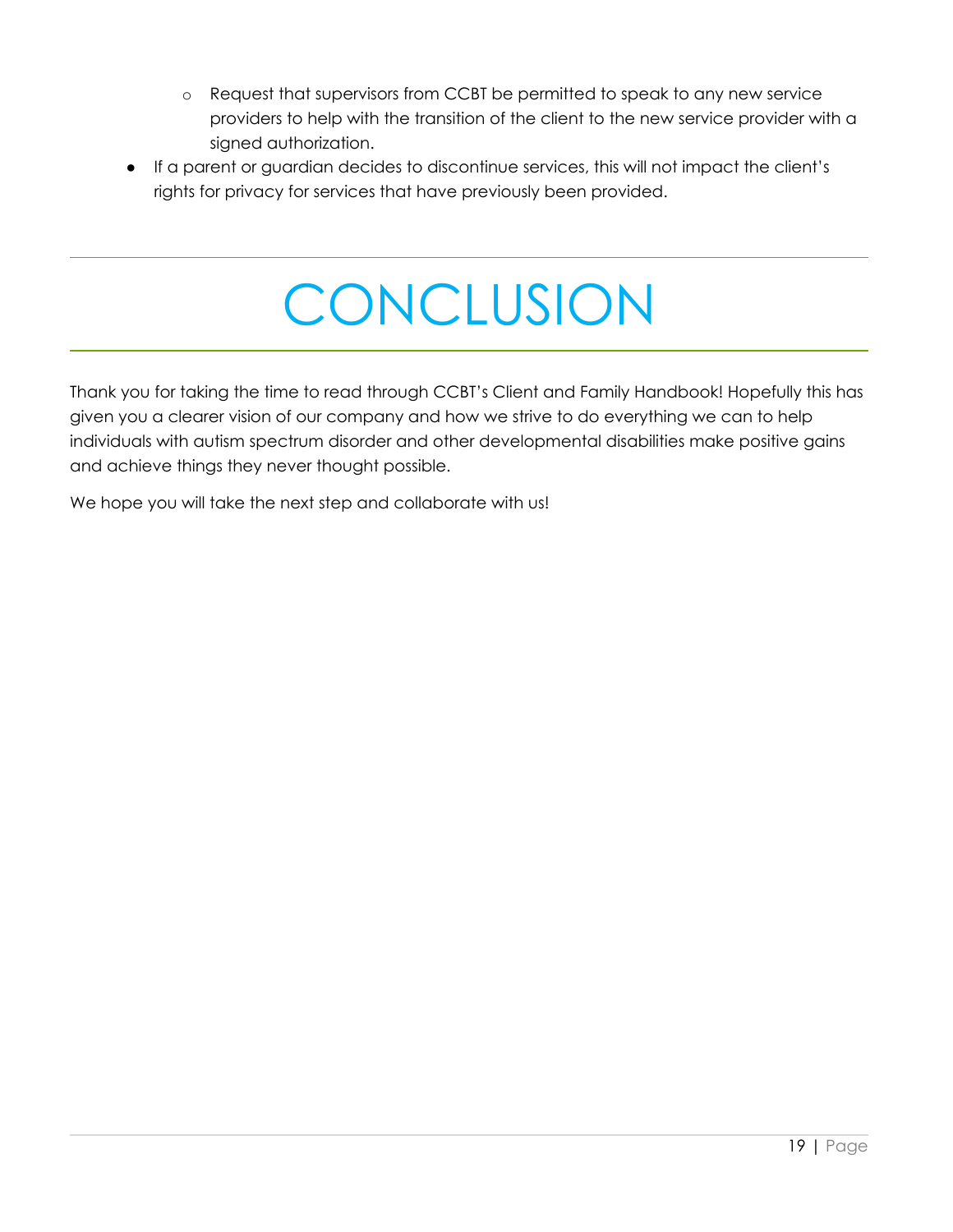- Request that supervisors from CCBT be permitted to speak to any new service providers to help with the transition of the client to the new service provider with a signed authorization.
- If a parent or guardian decides to discontinue services, this will not impact the client's rights for privacy for services that have previously been provided.

# CONCLUSION

Thank you for taking the time to read through CCBT's Client and Family Handbook! Hopefully this has given you a clearer vision of our company and how we strive to do everything we can to help individuals with autism spectrum disorder and other developmental disabilities make positive gains and achieve things they never thought possible.

We hope you will take the next step and collaborate with us!